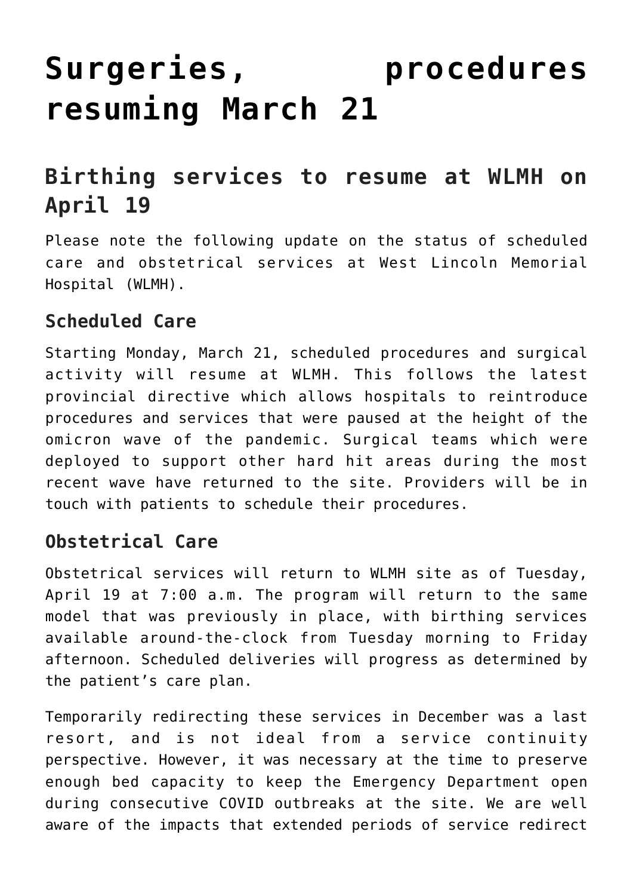# Surgeries, procedures resuming March 21

## Birthing services to resume at WLMH on April 19

Please note the following update on the status of scheduled care and obstetrical services at West Lincoln Memorial Hospital (WLMH).

### Scheduled Care

Starting Monday, March 21, scheduled procedures and surgical activity will resume at WLMH. This follows the latest provincial directive which allows hospitals to reintroduce procedures and services that were paused at the height of the omicron wave of the pandemic. Surgical teams which were deployed to support other hard hit areas during the most recent wave have returned to the site. Providers will be in touch with patients to schedule their procedures.

### Obstetrical Care

Obstetrical services will return to WLMH site as of Tuesday, April 19 at 7:00 a.m. The program will return to the same model that was previously in place, with birthing services available around-the-clock from Tuesday morning to Friday afternoon. Scheduled deliveries will progress as determined by the patient's care plan.

Temporarily redirecting these services in December was a last resort, and is not ideal from a service continuity perspective. However, it was necessary at the time to preserve enough bed capacity to keep the Emergency Department open during consecutive COVID outbreaks at the site. We are well aware of the impacts that extended periods of service redirect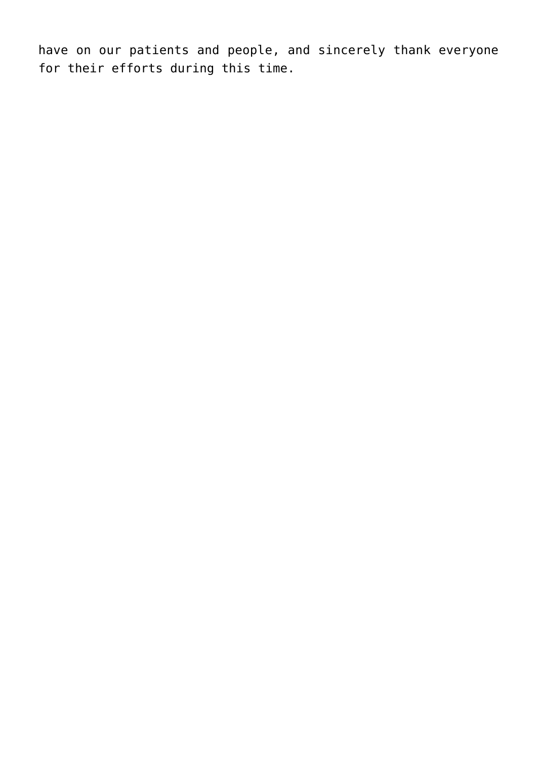have on our patients and people, and sincerely thank everyone for their efforts during this time.